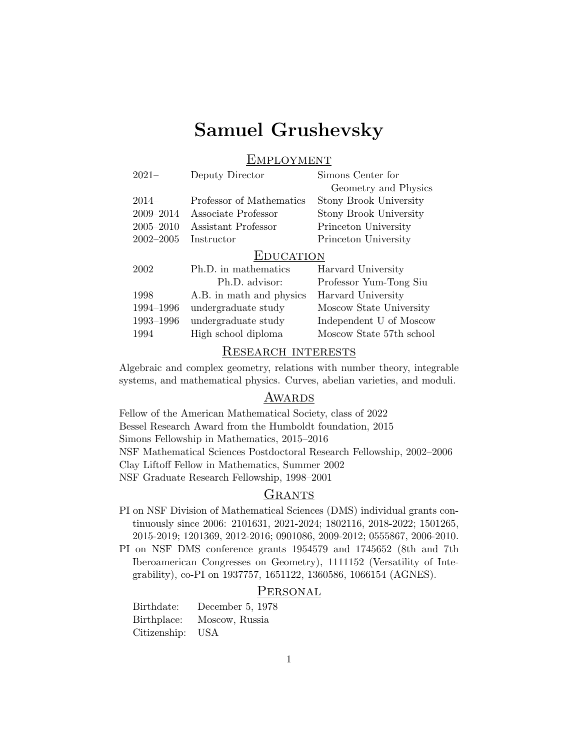# Samuel Grushevsky

## Employment

| | | |
|---|---|---|
| 2021– | Deputy Director | Simons Center for Geometry and Physics |
| 2014– | Professor of Mathematics | Stony Brook University |
| 2009–2014 | Associate Professor | Stony Brook University |
| 2005–2010 | Assistant Professor | Princeton University |
| 2002–2005 | Instructor | Princeton University |

## Education

| | | |
|---|---|---|
| 2002 | Ph.D. in mathematics | Harvard University |
| | Ph.D. advisor: | Professor Yum-Tong Siu |
| 1998 | A.B. in math and physics | Harvard University |
| 1994–1996 | undergraduate study | Moscow State University |
| 1993–1996 | undergraduate study | Independent U of Moscow |
| 1994 | High school diploma | Moscow State 57th school |

## Research interests

Algebraic and complex geometry, relations with number theory, integrable systems, and mathematical physics. Curves, abelian varieties, and moduli.

## Awards

Fellow of the American Mathematical Society, class of 2022
Bessel Research Award from the Humboldt foundation, 2015
Simons Fellowship in Mathematics, 2015–2016
NSF Mathematical Sciences Postdoctoral Research Fellowship, 2002–2006
Clay Liftoff Fellow in Mathematics, Summer 2002
NSF Graduate Research Fellowship, 1998–2001

## Grants

PI on NSF Division of Mathematical Sciences (DMS) individual grants continuously since 2006: 2101631, 2021-2024; 1802116, 2018-2022; 1501265, 2015-2019; 1201369, 2012-2016; 0901086, 2009-2012; 0555867, 2006-2010.

PI on NSF DMS conference grants 1954579 and 1745652 (8th and 7th Iberoamerican Congresses on Geometry), 1111152 (Versatility of Integrability), co-PI on 1937757, 1651122, 1360586, 1066154 (AGNES).

## Personal

| | |
|---|---|
| Birthdate: | December 5, 1978 |
| Birthplace: | Moscow, Russia |
| Citizenship: | USA |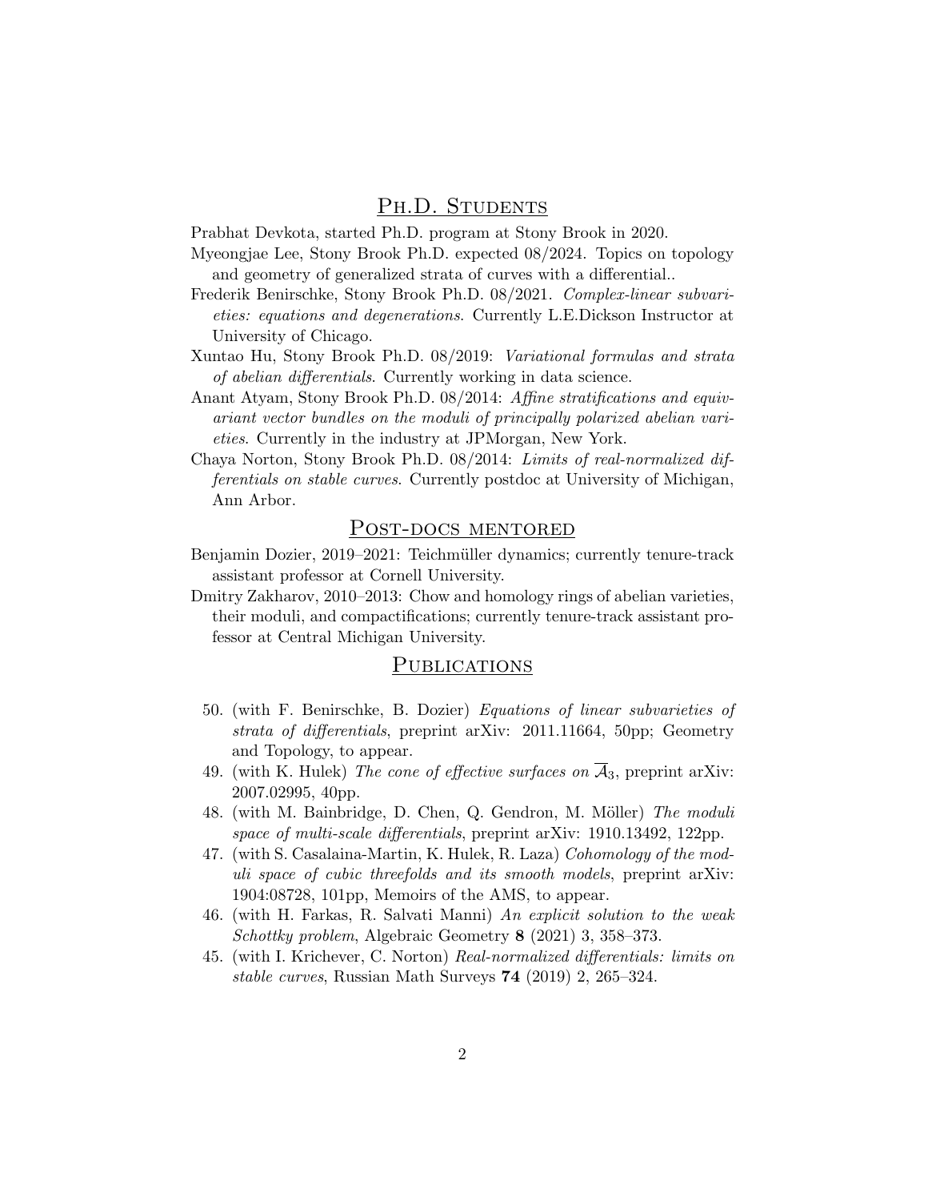## Ph.D. Students

Prabhat Devkota, started Ph.D. program at Stony Brook in 2020.

Myeongjae Lee, Stony Brook Ph.D. expected 08/2024. Topics on topology and geometry of generalized strata of curves with a differential..

Frederik Benirschke, Stony Brook Ph.D. 08/2021. *Complex-linear subvarieties: equations and degenerations*. Currently L.E.Dickson Instructor at University of Chicago.

Xuntao Hu, Stony Brook Ph.D. 08/2019: *Variational formulas and strata of abelian differentials*. Currently working in data science.

Anant Atyam, Stony Brook Ph.D. 08/2014: *Affine stratifications and equivariant vector bundles on the moduli of principally polarized abelian varieties*. Currently in the industry at JPMorgan, New York.

Chaya Norton, Stony Brook Ph.D. 08/2014: *Limits of real-normalized differentials on stable curves*. Currently postdoc at University of Michigan, Ann Arbor.

## Post-docs mentored

Benjamin Dozier, 2019–2021: Teichmüller dynamics; currently tenure-track assistant professor at Cornell University.

Dmitry Zakharov, 2010–2013: Chow and homology rings of abelian varieties, their moduli, and compactifications; currently tenure-track assistant professor at Central Michigan University.

## Publications

50. (with F. Benirschke, B. Dozier) *Equations of linear subvarieties of strata of differentials*, preprint arXiv: 2011.11664, 50pp; Geometry and Topology, to appear.
49. (with K. Hulek) *The cone of effective surfaces on $\overline{\mathcal{A}}_3$*, preprint arXiv: 2007.02995, 40pp.
48. (with M. Bainbridge, D. Chen, Q. Gendron, M. Möller) *The moduli space of multi-scale differentials*, preprint arXiv: 1910.13492, 122pp.
47. (with S. Casalaina-Martin, K. Hulek, R. Laza) *Cohomology of the moduli space of cubic threefolds and its smooth models*, preprint arXiv: 1904:08728, 101pp, Memoirs of the AMS, to appear.
46. (with H. Farkas, R. Salvati Manni) *An explicit solution to the weak Schottky problem*, Algebraic Geometry **8** (2021) 3, 358–373.
45. (with I. Krichever, C. Norton) *Real-normalized differentials: limits on stable curves*, Russian Math Surveys **74** (2019) 2, 265–324.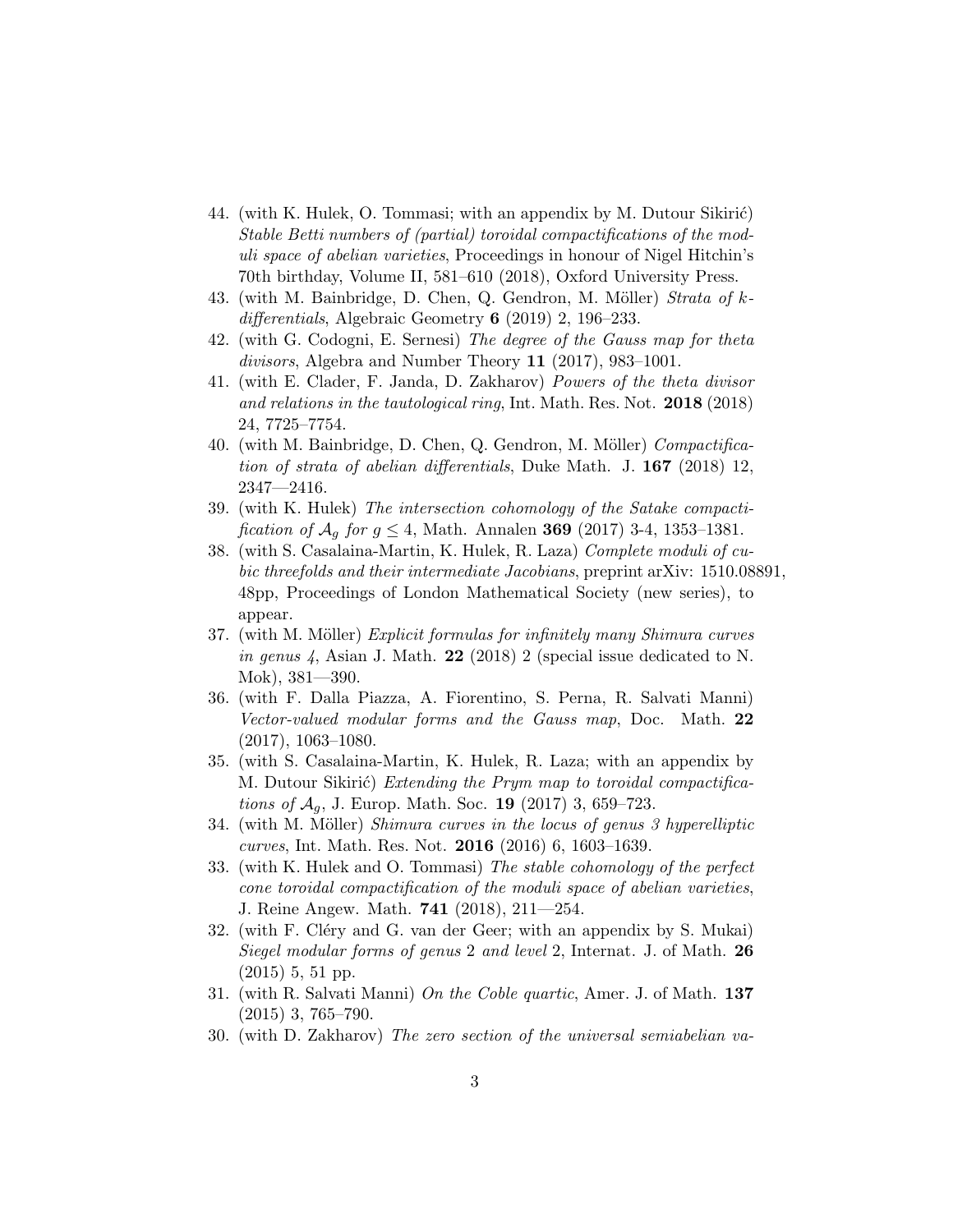44. (with K. Hulek, O. Tommasi; with an appendix by M. Dutour Sikirić) *Stable Betti numbers of (partial) toroidal compactifications of the moduli space of abelian varieties*, Proceedings in honour of Nigel Hitchin's 70th birthday, Volume II, 581–610 (2018), Oxford University Press.
43. (with M. Bainbridge, D. Chen, Q. Gendron, M. Möller) *Strata of k-differentials*, Algebraic Geometry **6** (2019) 2, 196–233.
42. (with G. Codogni, E. Sernesi) *The degree of the Gauss map for theta divisors*, Algebra and Number Theory **11** (2017), 983–1001.
41. (with E. Clader, F. Janda, D. Zakharov) *Powers of the theta divisor and relations in the tautological ring*, Int. Math. Res. Not. **2018** (2018) 24, 7725–7754.
40. (with M. Bainbridge, D. Chen, Q. Gendron, M. Möller) *Compactification of strata of abelian differentials*, Duke Math. J. **167** (2018) 12, 2347—2416.
39. (with K. Hulek) *The intersection cohomology of the Satake compactification of $\mathcal{A}_g$ for $g \leq 4$*, Math. Annalen **369** (2017) 3-4, 1353–1381.
38. (with S. Casalaina-Martin, K. Hulek, R. Laza) *Complete moduli of cubic threefolds and their intermediate Jacobians*, preprint arXiv: 1510.08891, 48pp, Proceedings of London Mathematical Society (new series), to appear.
37. (with M. Möller) *Explicit formulas for infinitely many Shimura curves in genus 4*, Asian J. Math. **22** (2018) 2 (special issue dedicated to N. Mok), 381—390.
36. (with F. Dalla Piazza, A. Fiorentino, S. Perna, R. Salvati Manni) *Vector-valued modular forms and the Gauss map*, Doc. Math. **22** (2017), 1063–1080.
35. (with S. Casalaina-Martin, K. Hulek, R. Laza; with an appendix by M. Dutour Sikirić) *Extending the Prym map to toroidal compactifications of $\mathcal{A}_g$*, J. Europ. Math. Soc. **19** (2017) 3, 659–723.
34. (with M. Möller) *Shimura curves in the locus of genus 3 hyperelliptic curves*, Int. Math. Res. Not. **2016** (2016) 6, 1603–1639.
33. (with K. Hulek and O. Tommasi) *The stable cohomology of the perfect cone toroidal compactification of the moduli space of abelian varieties*, J. Reine Angew. Math. **741** (2018), 211—254.
32. (with F. Cléry and G. van der Geer; with an appendix by S. Mukai) *Siegel modular forms of genus* 2 *and level* 2, Internat. J. of Math. **26** (2015) 5, 51 pp.
31. (with R. Salvati Manni) *On the Coble quartic*, Amer. J. of Math. **137** (2015) 3, 765–790.
30. (with D. Zakharov) *The zero section of the universal semiabelian va-*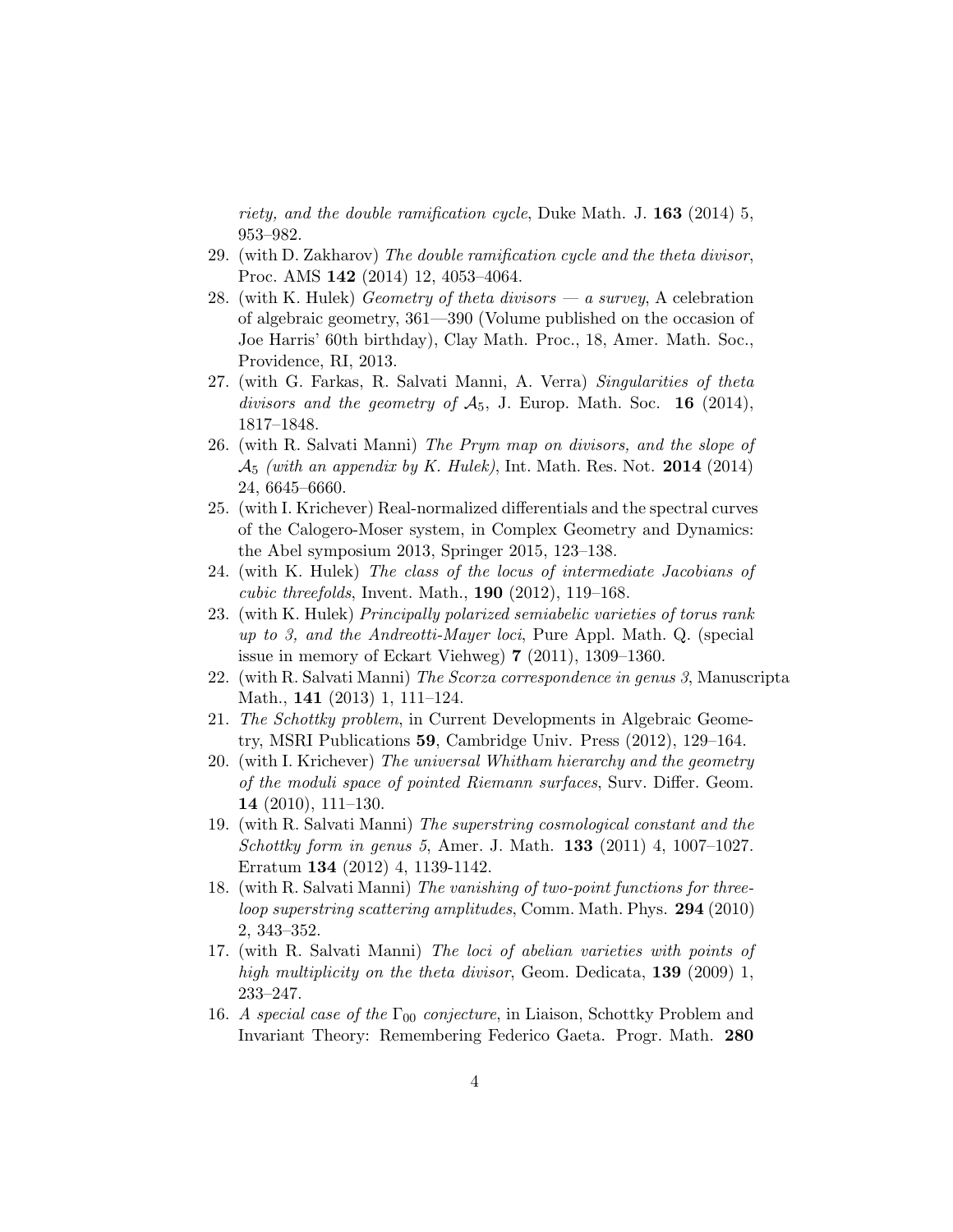*riety, and the double ramification cycle*, Duke Math. J. **163** (2014) 5, 953–982.

29. (with D. Zakharov) *The double ramification cycle and the theta divisor*, Proc. AMS **142** (2014) 12, 4053–4064.
28. (with K. Hulek) *Geometry of theta divisors — a survey*, A celebration of algebraic geometry, 361—390 (Volume published on the occasion of Joe Harris' 60th birthday), Clay Math. Proc., 18, Amer. Math. Soc., Providence, RI, 2013.
27. (with G. Farkas, R. Salvati Manni, A. Verra) *Singularities of theta divisors and the geometry of $\mathcal{A}_5$*, J. Europ. Math. Soc. **16** (2014), 1817–1848.
26. (with R. Salvati Manni) *The Prym map on divisors, and the slope of $\mathcal{A}_5$ (with an appendix by K. Hulek)*, Int. Math. Res. Not. **2014** (2014) 24, 6645–6660.
25. (with I. Krichever) Real-normalized differentials and the spectral curves of the Calogero-Moser system, in Complex Geometry and Dynamics: the Abel symposium 2013, Springer 2015, 123–138.
24. (with K. Hulek) *The class of the locus of intermediate Jacobians of cubic threefolds*, Invent. Math., **190** (2012), 119–168.
23. (with K. Hulek) *Principally polarized semiabelic varieties of torus rank up to 3, and the Andreotti-Mayer loci*, Pure Appl. Math. Q. (special issue in memory of Eckart Viehweg) **7** (2011), 1309–1360.
22. (with R. Salvati Manni) *The Scorza correspondence in genus 3*, Manuscripta Math., **141** (2013) 1, 111–124.
21. *The Schottky problem*, in Current Developments in Algebraic Geometry, MSRI Publications **59**, Cambridge Univ. Press (2012), 129–164.
20. (with I. Krichever) *The universal Whitham hierarchy and the geometry of the moduli space of pointed Riemann surfaces*, Surv. Differ. Geom. **14** (2010), 111–130.
19. (with R. Salvati Manni) *The superstring cosmological constant and the Schottky form in genus 5*, Amer. J. Math. **133** (2011) 4, 1007–1027. Erratum **134** (2012) 4, 1139-1142.
18. (with R. Salvati Manni) *The vanishing of two-point functions for three-loop superstring scattering amplitudes*, Comm. Math. Phys. **294** (2010) 2, 343–352.
17. (with R. Salvati Manni) *The loci of abelian varieties with points of high multiplicity on the theta divisor*, Geom. Dedicata, **139** (2009) 1, 233–247.
16. *A special case of the $\Gamma_{00}$ conjecture*, in Liaison, Schottky Problem and Invariant Theory: Remembering Federico Gaeta. Progr. Math. **280**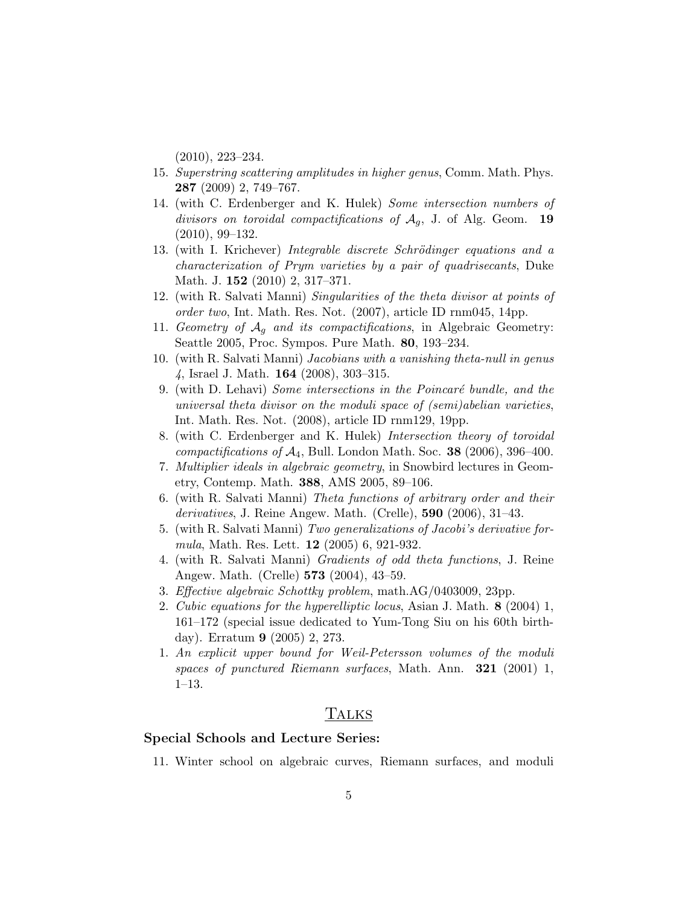(2010), 223–234.

15. *Superstring scattering amplitudes in higher genus*, Comm. Math. Phys. **287** (2009) 2, 749–767.
14. (with C. Erdenberger and K. Hulek) *Some intersection numbers of divisors on toroidal compactifications of $\mathcal{A}_g$*, J. of Alg. Geom. **19** (2010), 99–132.
13. (with I. Krichever) *Integrable discrete Schrödinger equations and a characterization of Prym varieties by a pair of quadrisecants*, Duke Math. J. **152** (2010) 2, 317–371.
12. (with R. Salvati Manni) *Singularities of the theta divisor at points of order two*, Int. Math. Res. Not. (2007), article ID rnm045, 14pp.
11. *Geometry of $\mathcal{A}_g$ and its compactifications*, in Algebraic Geometry: Seattle 2005, Proc. Sympos. Pure Math. **80**, 193–234.
10. (with R. Salvati Manni) *Jacobians with a vanishing theta-null in genus 4*, Israel J. Math. **164** (2008), 303–315.
9. (with D. Lehavi) *Some intersections in the Poincaré bundle, and the universal theta divisor on the moduli space of (semi)abelian varieties*, Int. Math. Res. Not. (2008), article ID rnm129, 19pp.
8. (with C. Erdenberger and K. Hulek) *Intersection theory of toroidal compactifications of $\mathcal{A}_4$*, Bull. London Math. Soc. **38** (2006), 396–400.
7. *Multiplier ideals in algebraic geometry*, in Snowbird lectures in Geometry, Contemp. Math. **388**, AMS 2005, 89–106.
6. (with R. Salvati Manni) *Theta functions of arbitrary order and their derivatives*, J. Reine Angew. Math. (Crelle), **590** (2006), 31–43.
5. (with R. Salvati Manni) *Two generalizations of Jacobi's derivative formula*, Math. Res. Lett. **12** (2005) 6, 921-932.
4. (with R. Salvati Manni) *Gradients of odd theta functions*, J. Reine Angew. Math. (Crelle) **573** (2004), 43–59.
3. *Effective algebraic Schottky problem*, math.AG/0403009, 23pp.
2. *Cubic equations for the hyperelliptic locus*, Asian J. Math. **8** (2004) 1, 161–172 (special issue dedicated to Yum-Tong Siu on his 60th birthday). Erratum **9** (2005) 2, 273.
1. *An explicit upper bound for Weil-Petersson volumes of the moduli spaces of punctured Riemann surfaces*, Math. Ann. **321** (2001) 1, 1–13.

## Talks

### Special Schools and Lecture Series:

11. Winter school on algebraic curves, Riemann surfaces, and moduli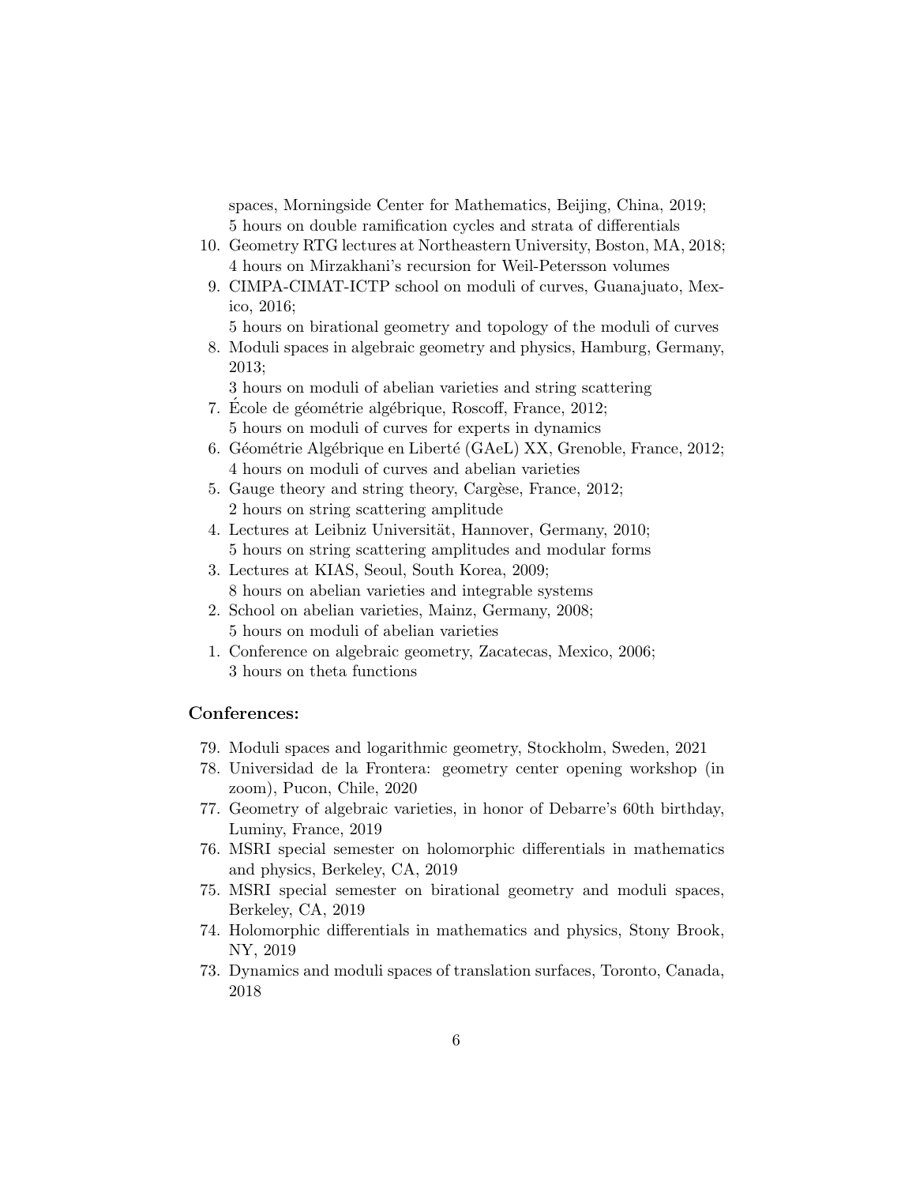spaces, Morningside Center for Mathematics, Beijing, China, 2019;
5 hours on double ramification cycles and strata of differentials

10. Geometry RTG lectures at Northeastern University, Boston, MA, 2018;
4 hours on Mirzakhani's recursion for Weil-Petersson volumes
9. CIMPA-CIMAT-ICTP school on moduli of curves, Guanajuato, Mexico, 2016;
5 hours on birational geometry and topology of the moduli of curves
8. Moduli spaces in algebraic geometry and physics, Hamburg, Germany, 2013;
3 hours on moduli of abelian varieties and string scattering
7. École de géométrie algébrique, Roscoff, France, 2012;
5 hours on moduli of curves for experts in dynamics
6. Géométrie Algébrique en Liberté (GAeL) XX, Grenoble, France, 2012;
4 hours on moduli of curves and abelian varieties
5. Gauge theory and string theory, Cargèse, France, 2012;
2 hours on string scattering amplitude
4. Lectures at Leibniz Universität, Hannover, Germany, 2010;
5 hours on string scattering amplitudes and modular forms
3. Lectures at KIAS, Seoul, South Korea, 2009;
8 hours on abelian varieties and integrable systems
2. School on abelian varieties, Mainz, Germany, 2008;
5 hours on moduli of abelian varieties
1. Conference on algebraic geometry, Zacatecas, Mexico, 2006;
3 hours on theta functions

## Conferences:

79. Moduli spaces and logarithmic geometry, Stockholm, Sweden, 2021
78. Universidad de la Frontera: geometry center opening workshop (in zoom), Pucon, Chile, 2020
77. Geometry of algebraic varieties, in honor of Debarre's 60th birthday, Luminy, France, 2019
76. MSRI special semester on holomorphic differentials in mathematics and physics, Berkeley, CA, 2019
75. MSRI special semester on birational geometry and moduli spaces, Berkeley, CA, 2019
74. Holomorphic differentials in mathematics and physics, Stony Brook, NY, 2019
73. Dynamics and moduli spaces of translation surfaces, Toronto, Canada, 2018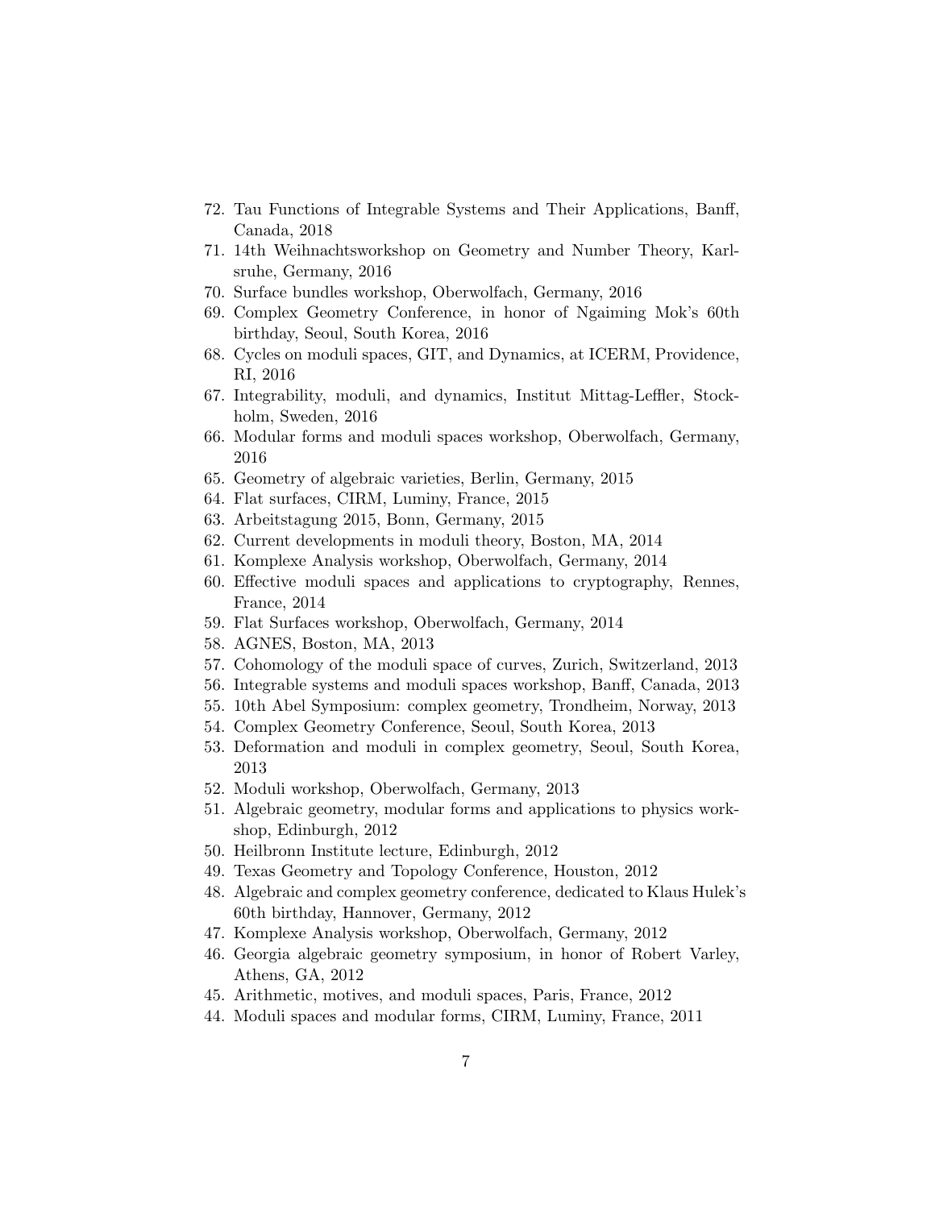72. Tau Functions of Integrable Systems and Their Applications, Banff, Canada, 2018
71. 14th Weihnachtsworkshop on Geometry and Number Theory, Karlsruhe, Germany, 2016
70. Surface bundles workshop, Oberwolfach, Germany, 2016
69. Complex Geometry Conference, in honor of Ngaiming Mok's 60th birthday, Seoul, South Korea, 2016
68. Cycles on moduli spaces, GIT, and Dynamics, at ICERM, Providence, RI, 2016
67. Integrability, moduli, and dynamics, Institut Mittag-Leffler, Stockholm, Sweden, 2016
66. Modular forms and moduli spaces workshop, Oberwolfach, Germany, 2016
65. Geometry of algebraic varieties, Berlin, Germany, 2015
64. Flat surfaces, CIRM, Luminy, France, 2015
63. Arbeitstagung 2015, Bonn, Germany, 2015
62. Current developments in moduli theory, Boston, MA, 2014
61. Komplexe Analysis workshop, Oberwolfach, Germany, 2014
60. Effective moduli spaces and applications to cryptography, Rennes, France, 2014
59. Flat Surfaces workshop, Oberwolfach, Germany, 2014
58. AGNES, Boston, MA, 2013
57. Cohomology of the moduli space of curves, Zurich, Switzerland, 2013
56. Integrable systems and moduli spaces workshop, Banff, Canada, 2013
55. 10th Abel Symposium: complex geometry, Trondheim, Norway, 2013
54. Complex Geometry Conference, Seoul, South Korea, 2013
53. Deformation and moduli in complex geometry, Seoul, South Korea, 2013
52. Moduli workshop, Oberwolfach, Germany, 2013
51. Algebraic geometry, modular forms and applications to physics workshop, Edinburgh, 2012
50. Heilbronn Institute lecture, Edinburgh, 2012
49. Texas Geometry and Topology Conference, Houston, 2012
48. Algebraic and complex geometry conference, dedicated to Klaus Hulek's 60th birthday, Hannover, Germany, 2012
47. Komplexe Analysis workshop, Oberwolfach, Germany, 2012
46. Georgia algebraic geometry symposium, in honor of Robert Varley, Athens, GA, 2012
45. Arithmetic, motives, and moduli spaces, Paris, France, 2012
44. Moduli spaces and modular forms, CIRM, Luminy, France, 2011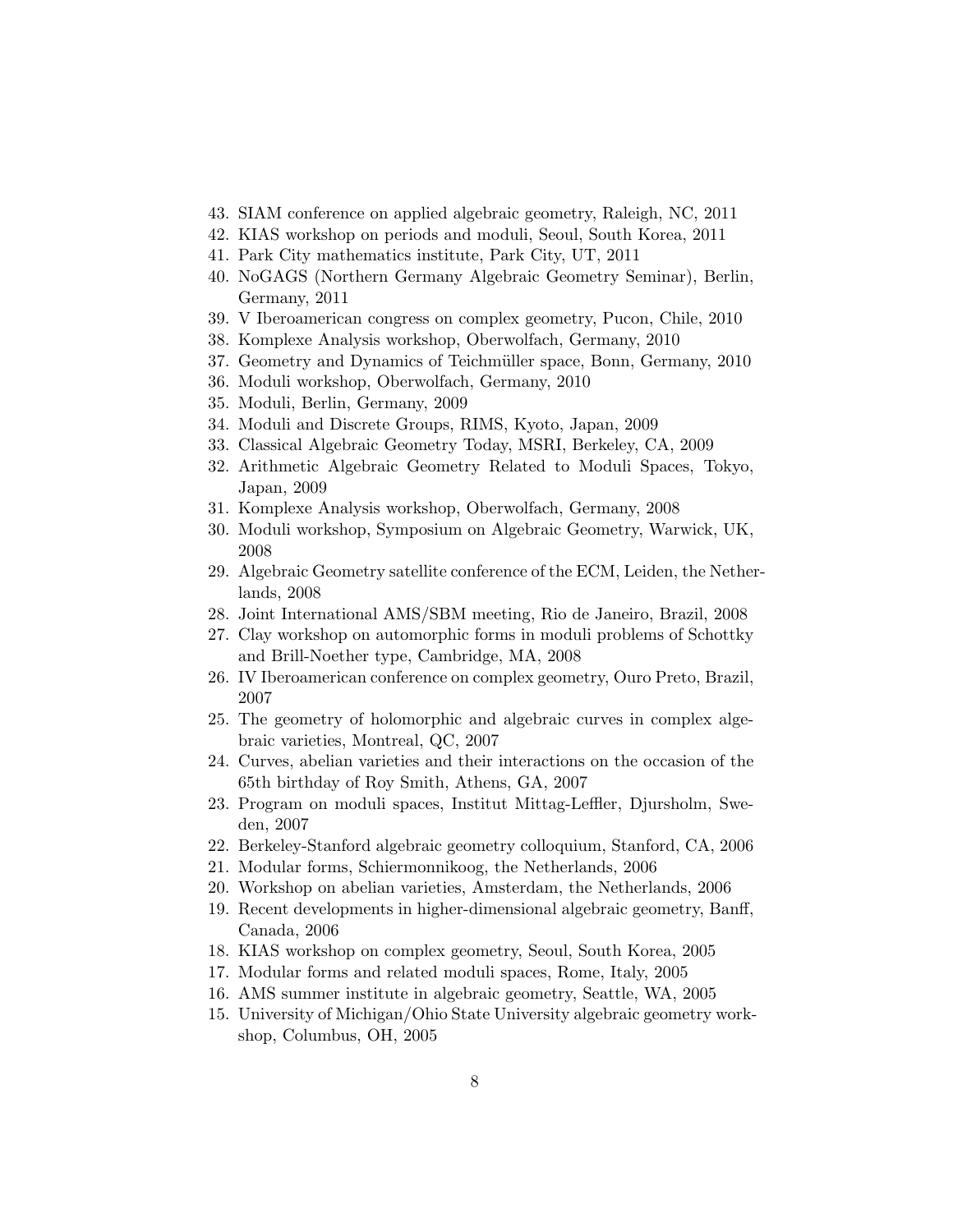43. SIAM conference on applied algebraic geometry, Raleigh, NC, 2011
42. KIAS workshop on periods and moduli, Seoul, South Korea, 2011
41. Park City mathematics institute, Park City, UT, 2011
40. NoGAGS (Northern Germany Algebraic Geometry Seminar), Berlin, Germany, 2011
39. V Iberoamerican congress on complex geometry, Pucon, Chile, 2010
38. Komplexe Analysis workshop, Oberwolfach, Germany, 2010
37. Geometry and Dynamics of Teichmüller space, Bonn, Germany, 2010
36. Moduli workshop, Oberwolfach, Germany, 2010
35. Moduli, Berlin, Germany, 2009
34. Moduli and Discrete Groups, RIMS, Kyoto, Japan, 2009
33. Classical Algebraic Geometry Today, MSRI, Berkeley, CA, 2009
32. Arithmetic Algebraic Geometry Related to Moduli Spaces, Tokyo, Japan, 2009
31. Komplexe Analysis workshop, Oberwolfach, Germany, 2008
30. Moduli workshop, Symposium on Algebraic Geometry, Warwick, UK, 2008
29. Algebraic Geometry satellite conference of the ECM, Leiden, the Netherlands, 2008
28. Joint International AMS/SBM meeting, Rio de Janeiro, Brazil, 2008
27. Clay workshop on automorphic forms in moduli problems of Schottky and Brill-Noether type, Cambridge, MA, 2008
26. IV Iberoamerican conference on complex geometry, Ouro Preto, Brazil, 2007
25. The geometry of holomorphic and algebraic curves in complex algebraic varieties, Montreal, QC, 2007
24. Curves, abelian varieties and their interactions on the occasion of the 65th birthday of Roy Smith, Athens, GA, 2007
23. Program on moduli spaces, Institut Mittag-Leffler, Djursholm, Sweden, 2007
22. Berkeley-Stanford algebraic geometry colloquium, Stanford, CA, 2006
21. Modular forms, Schiermonnikoog, the Netherlands, 2006
20. Workshop on abelian varieties, Amsterdam, the Netherlands, 2006
19. Recent developments in higher-dimensional algebraic geometry, Banff, Canada, 2006
18. KIAS workshop on complex geometry, Seoul, South Korea, 2005
17. Modular forms and related moduli spaces, Rome, Italy, 2005
16. AMS summer institute in algebraic geometry, Seattle, WA, 2005
15. University of Michigan/Ohio State University algebraic geometry workshop, Columbus, OH, 2005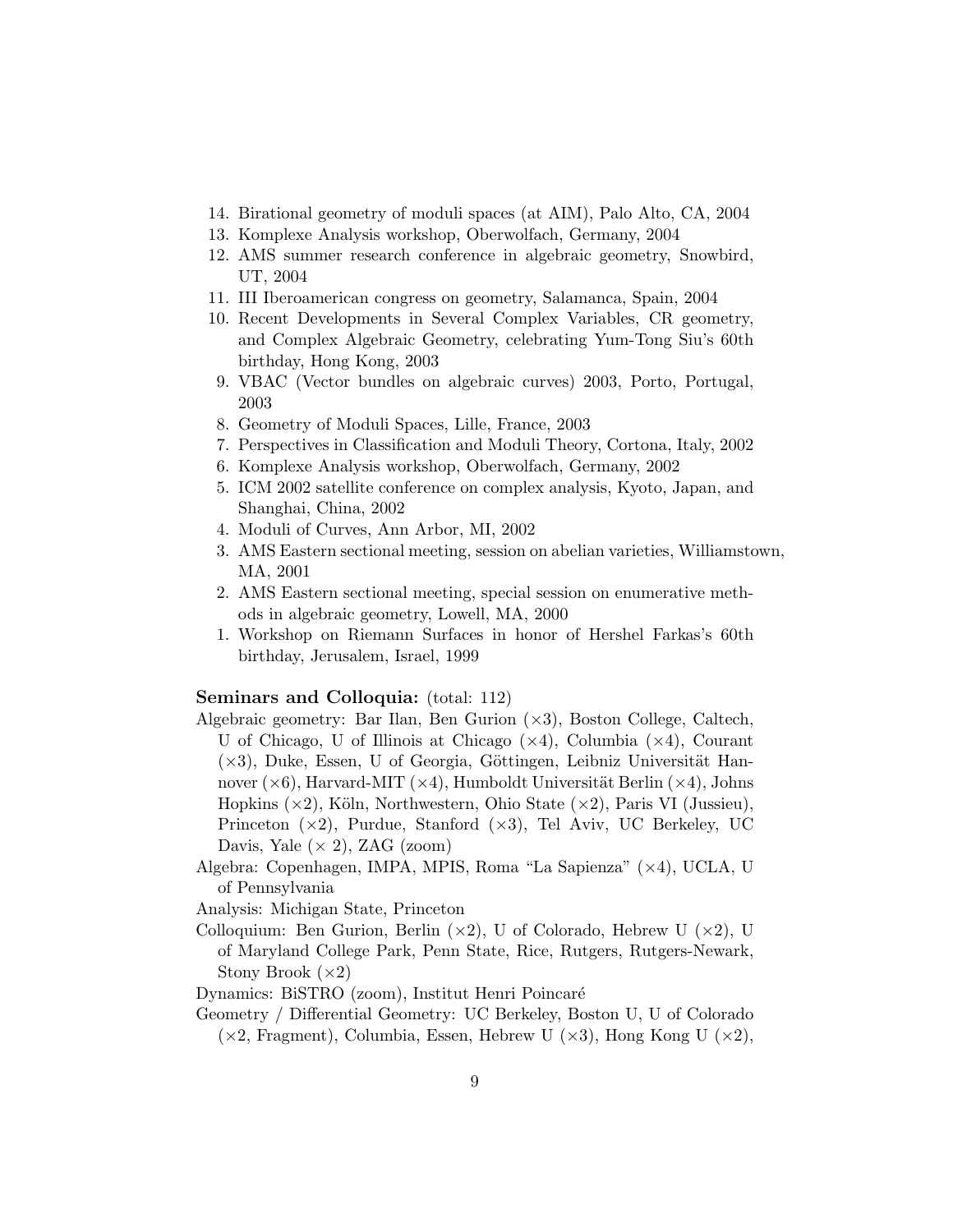14. Birational geometry of moduli spaces (at AIM), Palo Alto, CA, 2004
13. Komplexe Analysis workshop, Oberwolfach, Germany, 2004
12. AMS summer research conference in algebraic geometry, Snowbird, UT, 2004
11. III Iberoamerican congress on geometry, Salamanca, Spain, 2004
10. Recent Developments in Several Complex Variables, CR geometry, and Complex Algebraic Geometry, celebrating Yum-Tong Siu's 60th birthday, Hong Kong, 2003
9. VBAC (Vector bundles on algebraic curves) 2003, Porto, Portugal, 2003
8. Geometry of Moduli Spaces, Lille, France, 2003
7. Perspectives in Classification and Moduli Theory, Cortona, Italy, 2002
6. Komplexe Analysis workshop, Oberwolfach, Germany, 2002
5. ICM 2002 satellite conference on complex analysis, Kyoto, Japan, and Shanghai, China, 2002
4. Moduli of Curves, Ann Arbor, MI, 2002
3. AMS Eastern sectional meeting, session on abelian varieties, Williamstown, MA, 2001
2. AMS Eastern sectional meeting, special session on enumerative methods in algebraic geometry, Lowell, MA, 2000
1. Workshop on Riemann Surfaces in honor of Hershel Farkas's 60th birthday, Jerusalem, Israel, 1999

**Seminars and Colloquia:** (total: 112)

Algebraic geometry: Bar Ilan, Ben Gurion (×3), Boston College, Caltech, U of Chicago, U of Illinois at Chicago (×4), Columbia (×4), Courant (×3), Duke, Essen, U of Georgia, Göttingen, Leibniz Universität Hannover (×6), Harvard-MIT (×4), Humboldt Universität Berlin (×4), Johns Hopkins (×2), Köln, Northwestern, Ohio State (×2), Paris VI (Jussieu), Princeton (×2), Purdue, Stanford (×3), Tel Aviv, UC Berkeley, UC Davis, Yale (× 2), ZAG (zoom)

Algebra: Copenhagen, IMPA, MPIS, Roma "La Sapienza" (×4), UCLA, U of Pennsylvania

Analysis: Michigan State, Princeton

Colloquium: Ben Gurion, Berlin (×2), U of Colorado, Hebrew U (×2), U of Maryland College Park, Penn State, Rice, Rutgers, Rutgers-Newark, Stony Brook (×2)

Dynamics: BiSTRO (zoom), Institut Henri Poincaré

Geometry / Differential Geometry: UC Berkeley, Boston U, U of Colorado (×2, Fragment), Columbia, Essen, Hebrew U (×3), Hong Kong U (×2),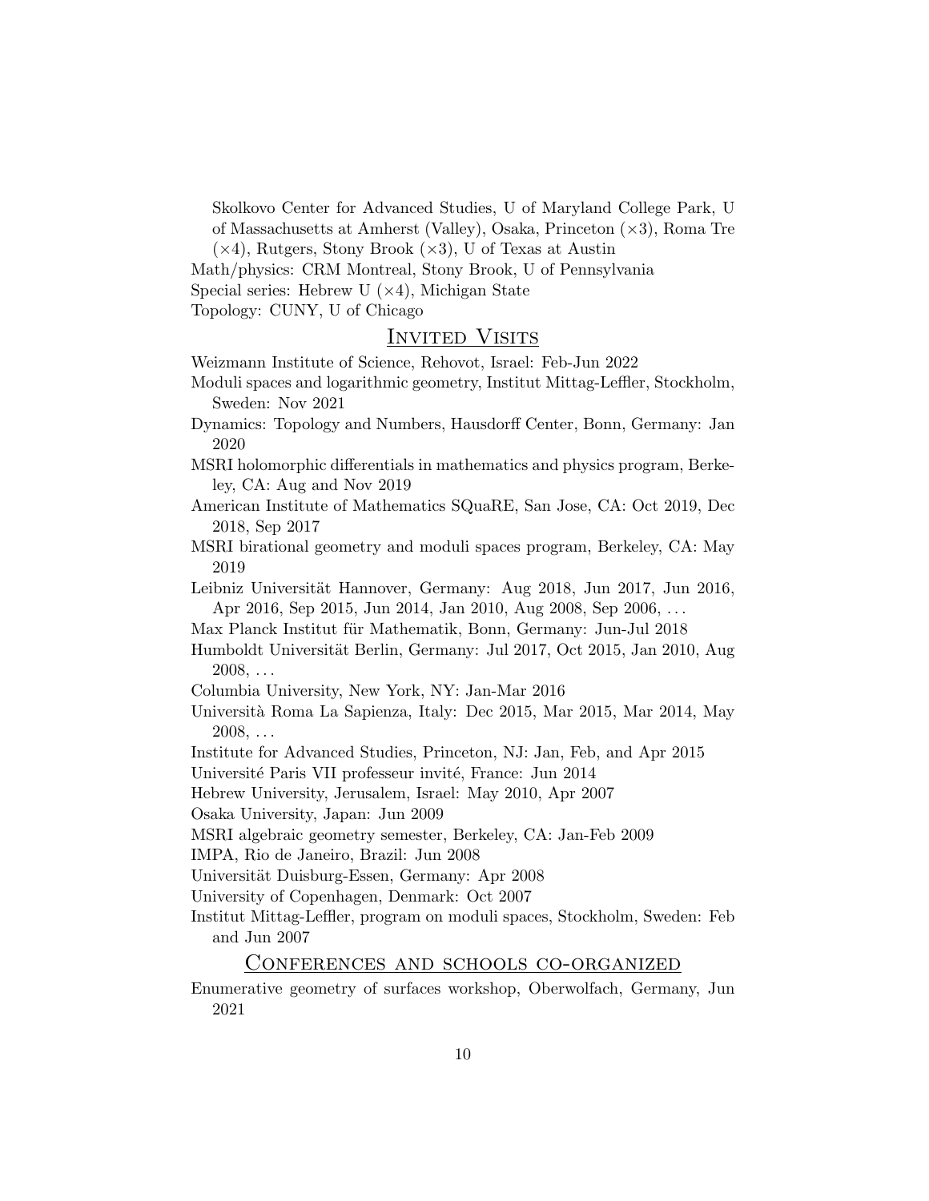Skolkovo Center for Advanced Studies, U of Maryland College Park, U of Massachusetts at Amherst (Valley), Osaka, Princeton (×3), Roma Tre (×4), Rutgers, Stony Brook (×3), U of Texas at Austin

Math/physics: CRM Montreal, Stony Brook, U of Pennsylvania

Special series: Hebrew U (×4), Michigan State

Topology: CUNY, U of Chicago

## Invited Visits

Weizmann Institute of Science, Rehovot, Israel: Feb-Jun 2022

Moduli spaces and logarithmic geometry, Institut Mittag-Leffler, Stockholm, Sweden: Nov 2021

Dynamics: Topology and Numbers, Hausdorff Center, Bonn, Germany: Jan 2020

MSRI holomorphic differentials in mathematics and physics program, Berkeley, CA: Aug and Nov 2019

American Institute of Mathematics SQuaRE, San Jose, CA: Oct 2019, Dec 2018, Sep 2017

MSRI birational geometry and moduli spaces program, Berkeley, CA: May 2019

Leibniz Universität Hannover, Germany: Aug 2018, Jun 2017, Jun 2016, Apr 2016, Sep 2015, Jun 2014, Jan 2010, Aug 2008, Sep 2006, ...

Max Planck Institut für Mathematik, Bonn, Germany: Jun-Jul 2018

Humboldt Universität Berlin, Germany: Jul 2017, Oct 2015, Jan 2010, Aug 2008, ...

Columbia University, New York, NY: Jan-Mar 2016

Università Roma La Sapienza, Italy: Dec 2015, Mar 2015, Mar 2014, May 2008, ...

Institute for Advanced Studies, Princeton, NJ: Jan, Feb, and Apr 2015

Université Paris VII professeur invité, France: Jun 2014

Hebrew University, Jerusalem, Israel: May 2010, Apr 2007

Osaka University, Japan: Jun 2009

MSRI algebraic geometry semester, Berkeley, CA: Jan-Feb 2009

IMPA, Rio de Janeiro, Brazil: Jun 2008

Universität Duisburg-Essen, Germany: Apr 2008

University of Copenhagen, Denmark: Oct 2007

Institut Mittag-Leffler, program on moduli spaces, Stockholm, Sweden: Feb and Jun 2007

## Conferences and schools co-organized

Enumerative geometry of surfaces workshop, Oberwolfach, Germany, Jun 2021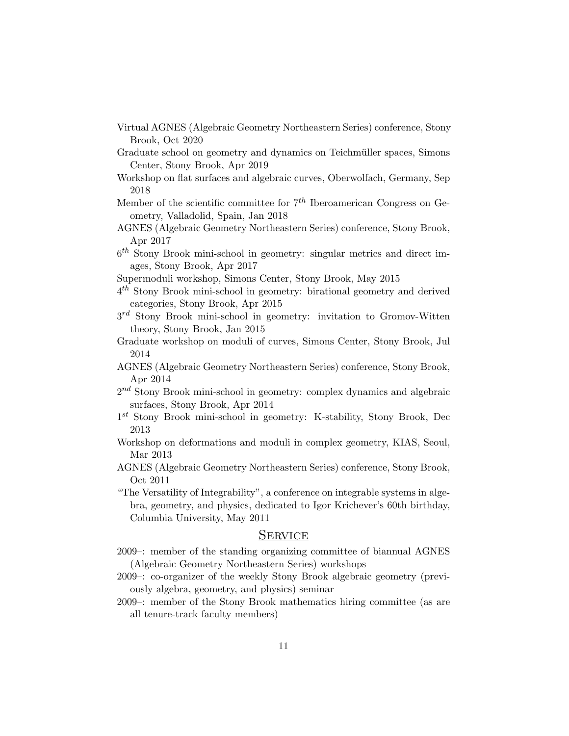Virtual AGNES (Algebraic Geometry Northeastern Series) conference, Stony Brook, Oct 2020

Graduate school on geometry and dynamics on Teichmüller spaces, Simons Center, Stony Brook, Apr 2019

Workshop on flat surfaces and algebraic curves, Oberwolfach, Germany, Sep 2018

Member of the scientific committee for $7^{th}$ Iberoamerican Congress on Geometry, Valladolid, Spain, Jan 2018

AGNES (Algebraic Geometry Northeastern Series) conference, Stony Brook, Apr 2017

$6^{th}$ Stony Brook mini-school in geometry: singular metrics and direct images, Stony Brook, Apr 2017

Supermoduli workshop, Simons Center, Stony Brook, May 2015

$4^{th}$ Stony Brook mini-school in geometry: birational geometry and derived categories, Stony Brook, Apr 2015

$3^{rd}$ Stony Brook mini-school in geometry: invitation to Gromov-Witten theory, Stony Brook, Jan 2015

Graduate workshop on moduli of curves, Simons Center, Stony Brook, Jul 2014

AGNES (Algebraic Geometry Northeastern Series) conference, Stony Brook, Apr 2014

$2^{nd}$ Stony Brook mini-school in geometry: complex dynamics and algebraic surfaces, Stony Brook, Apr 2014

$1^{st}$ Stony Brook mini-school in geometry: K-stability, Stony Brook, Dec 2013

Workshop on deformations and moduli in complex geometry, KIAS, Seoul, Mar 2013

AGNES (Algebraic Geometry Northeastern Series) conference, Stony Brook, Oct 2011

"The Versatility of Integrability", a conference on integrable systems in algebra, geometry, and physics, dedicated to Igor Krichever's 60th birthday, Columbia University, May 2011

## Service

2009–: member of the standing organizing committee of biannual AGNES (Algebraic Geometry Northeastern Series) workshops

2009–: co-organizer of the weekly Stony Brook algebraic geometry (previously algebra, geometry, and physics) seminar

2009–: member of the Stony Brook mathematics hiring committee (as are all tenure-track faculty members)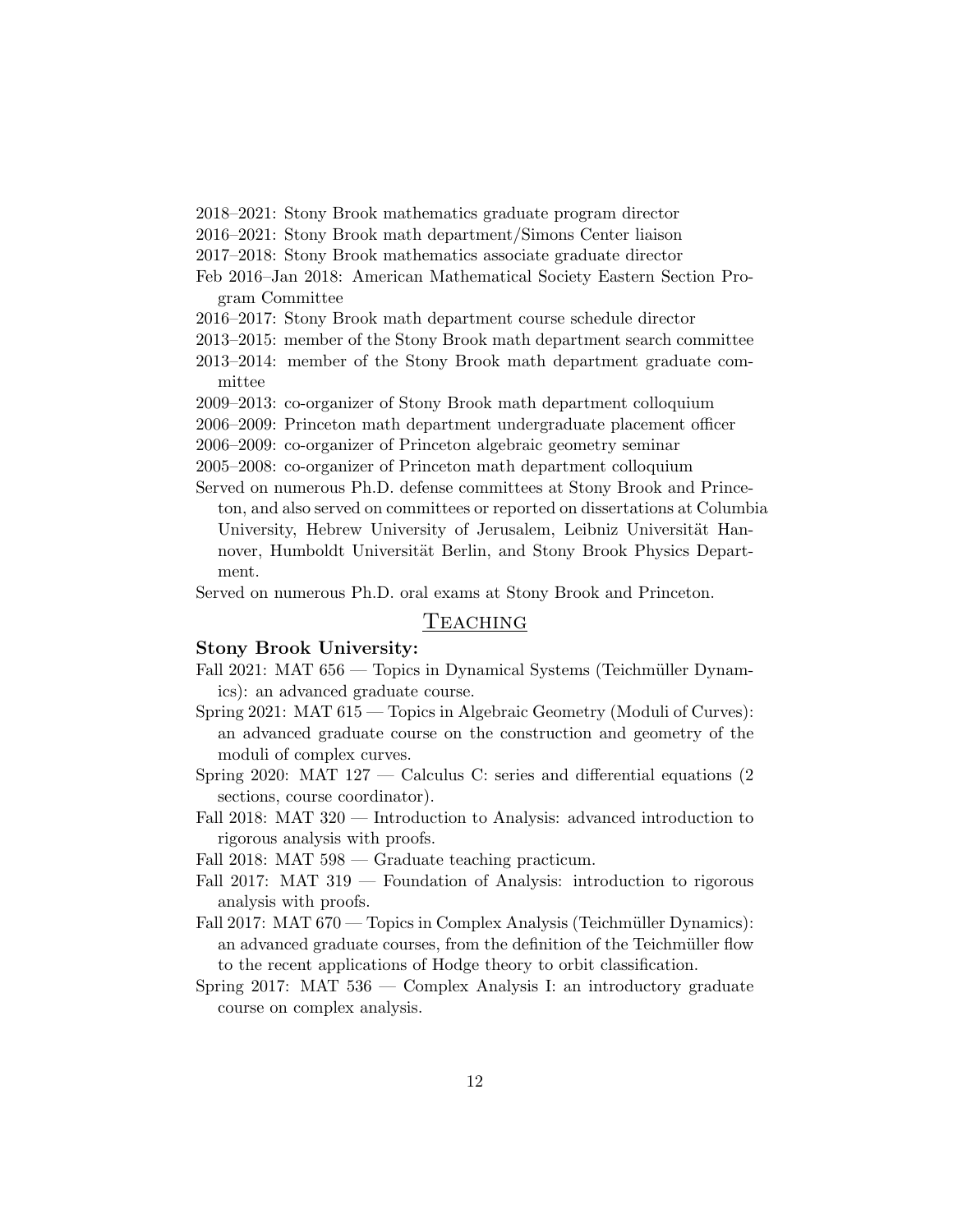2018–2021: Stony Brook mathematics graduate program director

2016–2021: Stony Brook math department/Simons Center liaison

2017–2018: Stony Brook mathematics associate graduate director

Feb 2016–Jan 2018: American Mathematical Society Eastern Section Program Committee

2016–2017: Stony Brook math department course schedule director

2013–2015: member of the Stony Brook math department search committee

2013–2014: member of the Stony Brook math department graduate committee

2009–2013: co-organizer of Stony Brook math department colloquium

2006–2009: Princeton math department undergraduate placement officer

2006–2009: co-organizer of Princeton algebraic geometry seminar

2005–2008: co-organizer of Princeton math department colloquium

Served on numerous Ph.D. defense committees at Stony Brook and Princeton, and also served on committees or reported on dissertations at Columbia University, Hebrew University of Jerusalem, Leibniz Universität Hannover, Humboldt Universität Berlin, and Stony Brook Physics Department.

Served on numerous Ph.D. oral exams at Stony Brook and Princeton.

## Teaching

**Stony Brook University:**

Fall 2021: MAT 656 — Topics in Dynamical Systems (Teichmüller Dynamics): an advanced graduate course.

Spring 2021: MAT 615 — Topics in Algebraic Geometry (Moduli of Curves): an advanced graduate course on the construction and geometry of the moduli of complex curves.

Spring 2020: MAT 127 — Calculus C: series and differential equations (2 sections, course coordinator).

Fall 2018: MAT 320 — Introduction to Analysis: advanced introduction to rigorous analysis with proofs.

Fall 2018: MAT 598 — Graduate teaching practicum.

Fall 2017: MAT 319 — Foundation of Analysis: introduction to rigorous analysis with proofs.

Fall 2017: MAT 670 — Topics in Complex Analysis (Teichmüller Dynamics): an advanced graduate courses, from the definition of the Teichmüller flow to the recent applications of Hodge theory to orbit classification.

Spring 2017: MAT 536 — Complex Analysis I: an introductory graduate course on complex analysis.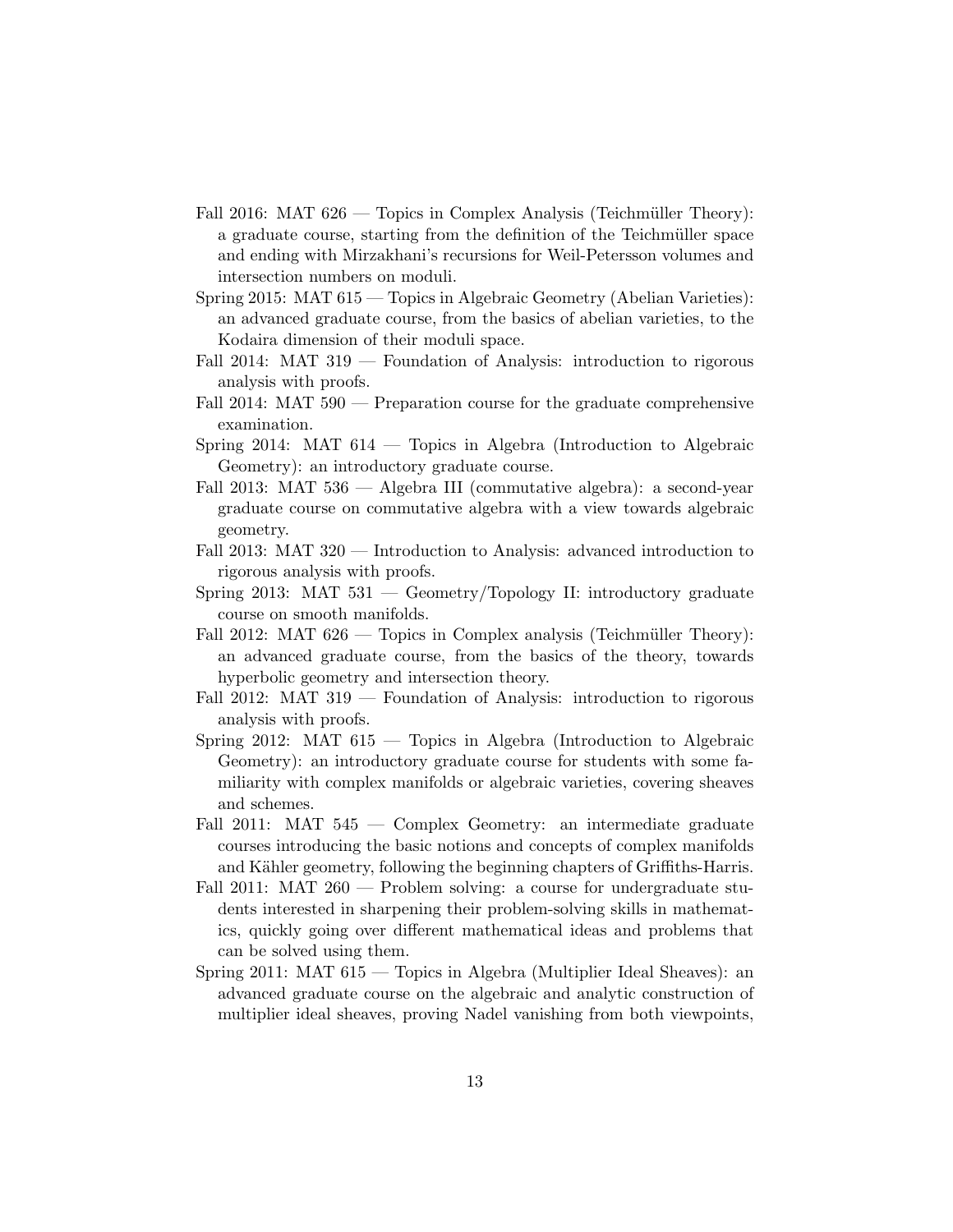Fall 2016: MAT 626 — Topics in Complex Analysis (Teichmüller Theory): a graduate course, starting from the definition of the Teichmüller space and ending with Mirzakhani's recursions for Weil-Petersson volumes and intersection numbers on moduli.

Spring 2015: MAT 615 — Topics in Algebraic Geometry (Abelian Varieties): an advanced graduate course, from the basics of abelian varieties, to the Kodaira dimension of their moduli space.

Fall 2014: MAT 319 — Foundation of Analysis: introduction to rigorous analysis with proofs.

Fall 2014: MAT 590 — Preparation course for the graduate comprehensive examination.

Spring 2014: MAT 614 — Topics in Algebra (Introduction to Algebraic Geometry): an introductory graduate course.

Fall 2013: MAT 536 — Algebra III (commutative algebra): a second-year graduate course on commutative algebra with a view towards algebraic geometry.

Fall 2013: MAT 320 — Introduction to Analysis: advanced introduction to rigorous analysis with proofs.

Spring 2013: MAT 531 — Geometry/Topology II: introductory graduate course on smooth manifolds.

Fall 2012: MAT 626 — Topics in Complex analysis (Teichmüller Theory): an advanced graduate course, from the basics of the theory, towards hyperbolic geometry and intersection theory.

Fall 2012: MAT 319 — Foundation of Analysis: introduction to rigorous analysis with proofs.

Spring 2012: MAT 615 — Topics in Algebra (Introduction to Algebraic Geometry): an introductory graduate course for students with some familiarity with complex manifolds or algebraic varieties, covering sheaves and schemes.

Fall 2011: MAT 545 — Complex Geometry: an intermediate graduate courses introducing the basic notions and concepts of complex manifolds and Kähler geometry, following the beginning chapters of Griffiths-Harris.

Fall 2011: MAT 260 — Problem solving: a course for undergraduate students interested in sharpening their problem-solving skills in mathematics, quickly going over different mathematical ideas and problems that can be solved using them.

Spring 2011: MAT 615 — Topics in Algebra (Multiplier Ideal Sheaves): an advanced graduate course on the algebraic and analytic construction of multiplier ideal sheaves, proving Nadel vanishing from both viewpoints,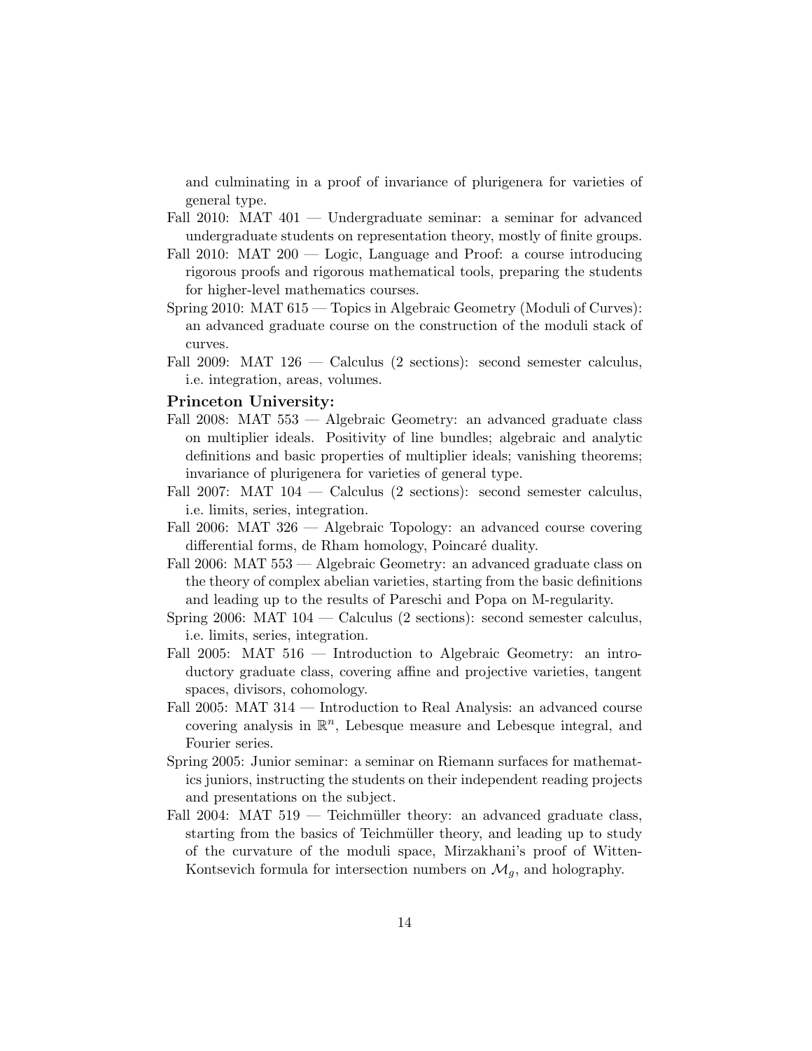and culminating in a proof of invariance of plurigenera for varieties of general type.

Fall 2010: MAT 401 — Undergraduate seminar: a seminar for advanced undergraduate students on representation theory, mostly of finite groups.

Fall 2010: MAT 200 — Logic, Language and Proof: a course introducing rigorous proofs and rigorous mathematical tools, preparing the students for higher-level mathematics courses.

Spring 2010: MAT 615 — Topics in Algebraic Geometry (Moduli of Curves): an advanced graduate course on the construction of the moduli stack of curves.

Fall 2009: MAT 126 — Calculus (2 sections): second semester calculus, i.e. integration, areas, volumes.

**Princeton University:**

Fall 2008: MAT 553 — Algebraic Geometry: an advanced graduate class on multiplier ideals. Positivity of line bundles; algebraic and analytic definitions and basic properties of multiplier ideals; vanishing theorems; invariance of plurigenera for varieties of general type.

Fall 2007: MAT 104 — Calculus (2 sections): second semester calculus, i.e. limits, series, integration.

Fall 2006: MAT 326 — Algebraic Topology: an advanced course covering differential forms, de Rham homology, Poincaré duality.

Fall 2006: MAT 553 — Algebraic Geometry: an advanced graduate class on the theory of complex abelian varieties, starting from the basic definitions and leading up to the results of Pareschi and Popa on M-regularity.

Spring 2006: MAT 104 — Calculus (2 sections): second semester calculus, i.e. limits, series, integration.

Fall 2005: MAT 516 — Introduction to Algebraic Geometry: an introductory graduate class, covering affine and projective varieties, tangent spaces, divisors, cohomology.

Fall 2005: MAT 314 — Introduction to Real Analysis: an advanced course covering analysis in $\mathbb{R}^n$, Lebesque measure and Lebesque integral, and Fourier series.

Spring 2005: Junior seminar: a seminar on Riemann surfaces for mathematics juniors, instructing the students on their independent reading projects and presentations on the subject.

Fall 2004: MAT 519 — Teichmüller theory: an advanced graduate class, starting from the basics of Teichmüller theory, and leading up to study of the curvature of the moduli space, Mirzakhani's proof of Witten-Kontsevich formula for intersection numbers on $\mathcal{M}_g$, and holography.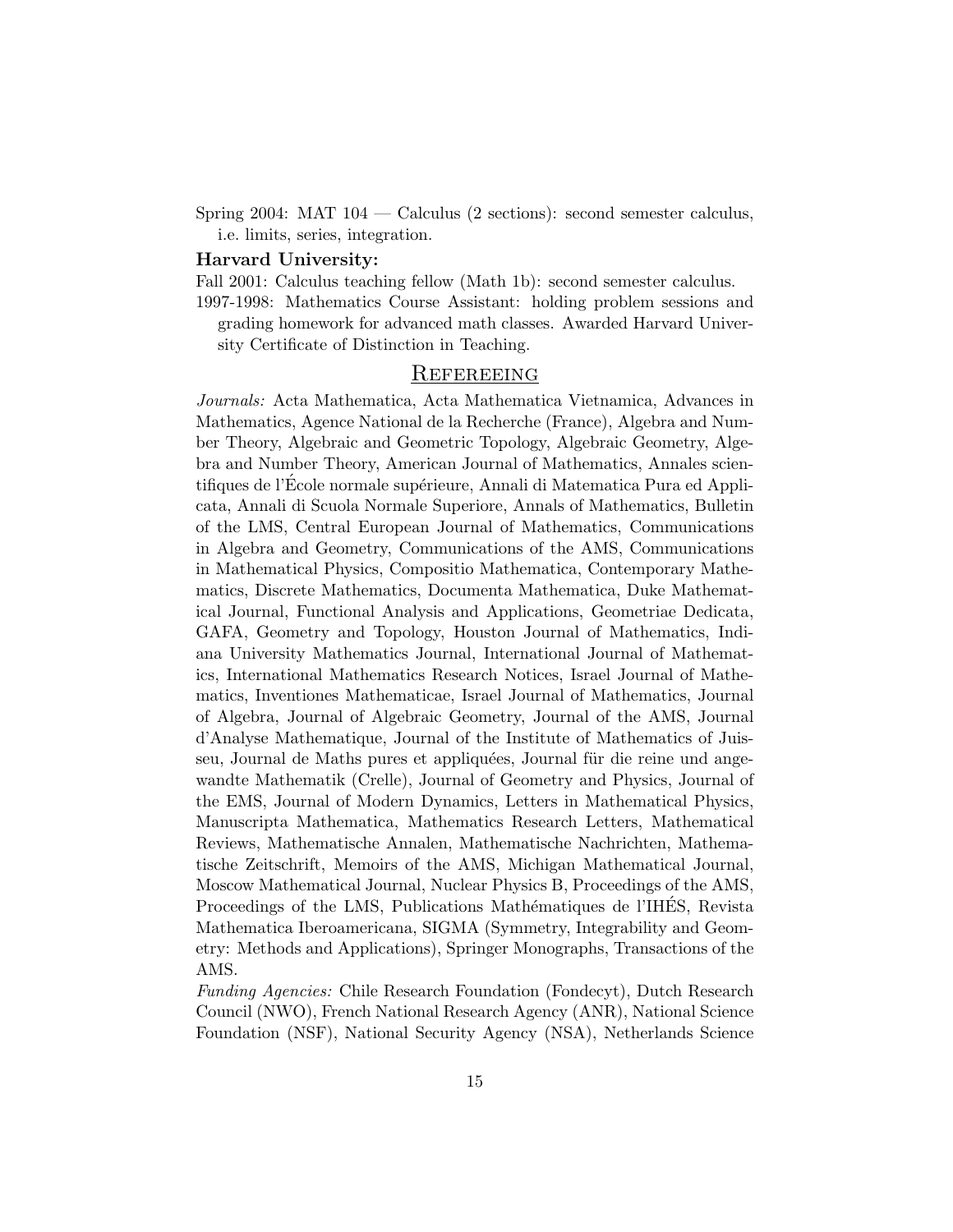Spring 2004: MAT 104 — Calculus (2 sections): second semester calculus, i.e. limits, series, integration.

**Harvard University:**

Fall 2001: Calculus teaching fellow (Math 1b): second semester calculus.

1997-1998: Mathematics Course Assistant: holding problem sessions and grading homework for advanced math classes. Awarded Harvard University Certificate of Distinction in Teaching.

## Refereeing

*Journals:* Acta Mathematica, Acta Mathematica Vietnamica, Advances in Mathematics, Agence National de la Recherche (France), Algebra and Number Theory, Algebraic and Geometric Topology, Algebraic Geometry, Algebra and Number Theory, American Journal of Mathematics, Annales scientifiques de l'École normale supérieure, Annali di Matematica Pura ed Applicata, Annali di Scuola Normale Superiore, Annals of Mathematics, Bulletin of the LMS, Central European Journal of Mathematics, Communications in Algebra and Geometry, Communications of the AMS, Communications in Mathematical Physics, Compositio Mathematica, Contemporary Mathematics, Discrete Mathematics, Documenta Mathematica, Duke Mathematical Journal, Functional Analysis and Applications, Geometriae Dedicata, GAFA, Geometry and Topology, Houston Journal of Mathematics, Indiana University Mathematics Journal, International Journal of Mathematics, International Mathematics Research Notices, Israel Journal of Mathematics, Inventiones Mathematicae, Israel Journal of Mathematics, Journal of Algebra, Journal of Algebraic Geometry, Journal of the AMS, Journal d'Analyse Mathematique, Journal of the Institute of Mathematics of Juisseu, Journal de Maths pures et appliquées, Journal für die reine und angewandte Mathematik (Crelle), Journal of Geometry and Physics, Journal of the EMS, Journal of Modern Dynamics, Letters in Mathematical Physics, Manuscripta Mathematica, Mathematics Research Letters, Mathematical Reviews, Mathematische Annalen, Mathematische Nachrichten, Mathematische Zeitschrift, Memoirs of the AMS, Michigan Mathematical Journal, Moscow Mathematical Journal, Nuclear Physics B, Proceedings of the AMS, Proceedings of the LMS, Publications Mathématiques de l'IHÉS, Revista Mathematica Iberoamericana, SIGMA (Symmetry, Integrability and Geometry: Methods and Applications), Springer Monographs, Transactions of the AMS.

*Funding Agencies:* Chile Research Foundation (Fondecyt), Dutch Research Council (NWO), French National Research Agency (ANR), National Science Foundation (NSF), National Security Agency (NSA), Netherlands Science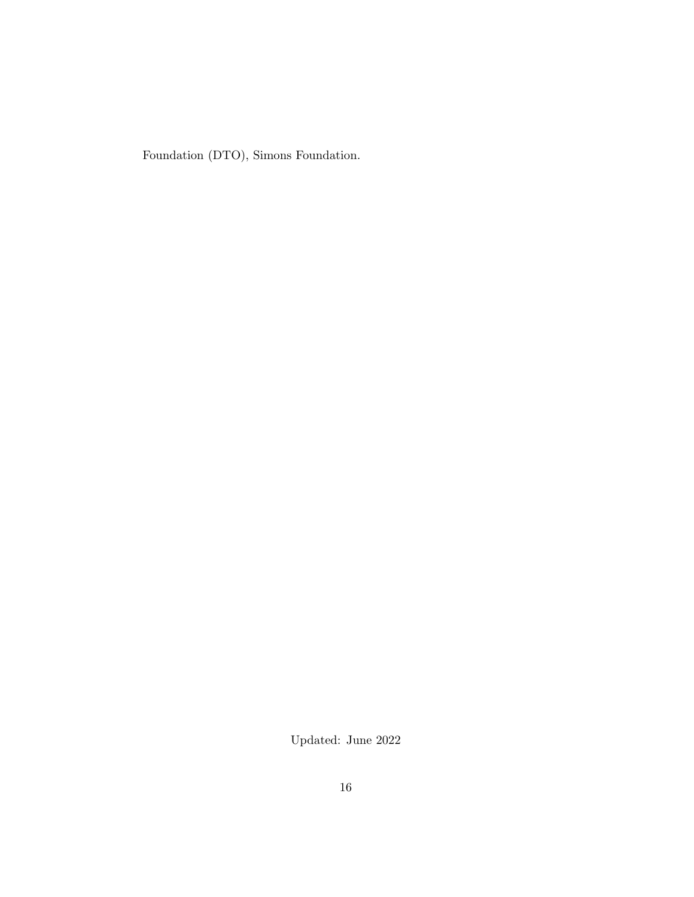Foundation (DTO), Simons Foundation.

Updated: June 2022